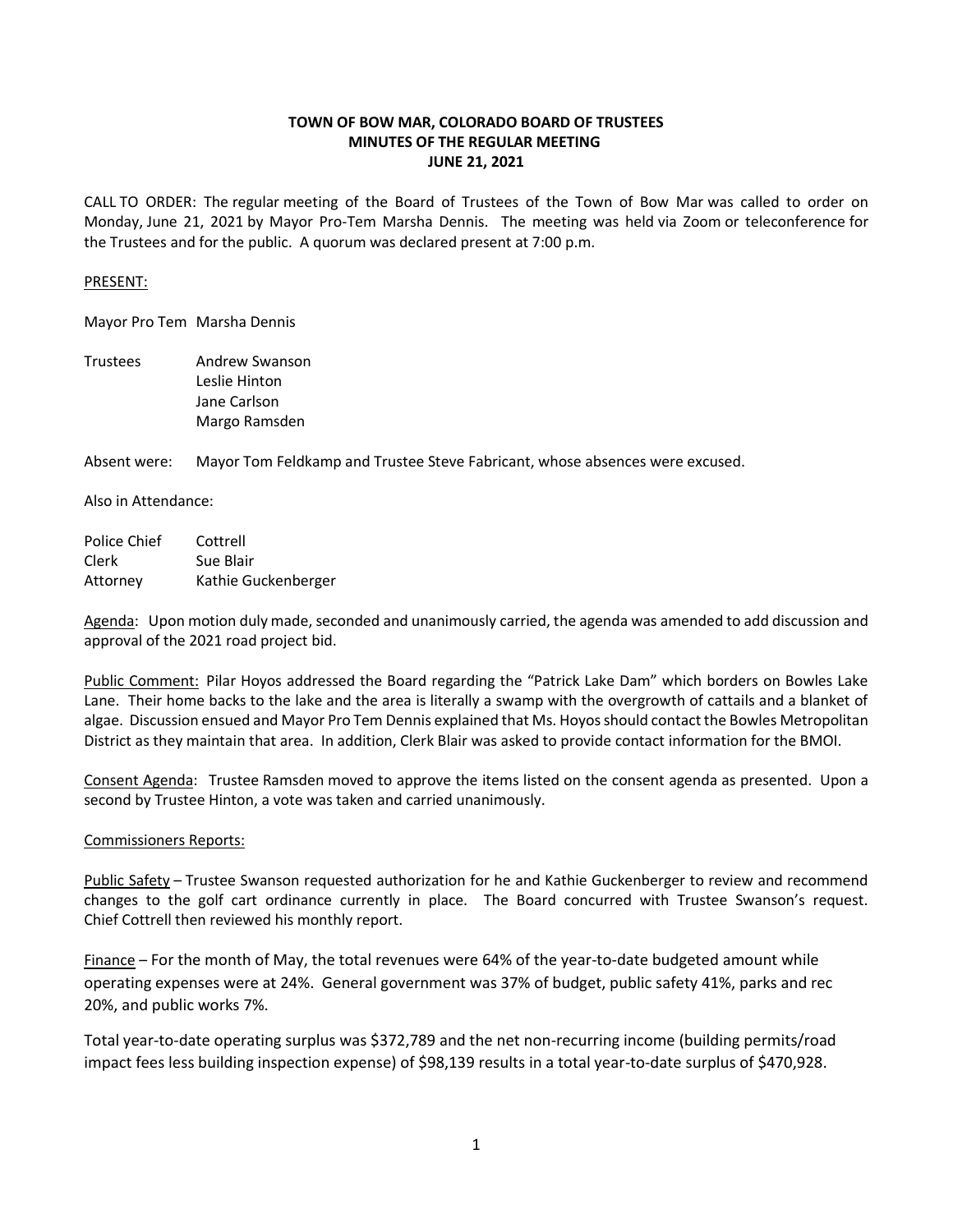# TOWN OF BOW MAR, COLORADO BOARD OF TRUSTEES
## MINUTES OF THE REGULAR MEETING
## JUNE 21, 2021

CALL TO ORDER: The regular meeting of the Board of Trustees of the Town of Bow Mar was called to order on Monday, June 21, 2021 by Mayor Pro-Tem Marsha Dennis. The meeting was held via Zoom or teleconference for the Trustees and for the public. A quorum was declared present at 7:00 p.m.

PRESENT:

| | |
|---|---|
| Mayor Pro Tem | Marsha Dennis |
| Trustees | Andrew Swanson |
| | Leslie Hinton |
| | Jane Carlson |
| | Margo Ramsden |

Absent were: Mayor Tom Feldkamp and Trustee Steve Fabricant, whose absences were excused.

Also in Attendance:

| | |
|---|---|
| Police Chief | Cottrell |
| Clerk | Sue Blair |
| Attorney | Kathie Guckenberger |

Agenda: Upon motion duly made, seconded and unanimously carried, the agenda was amended to add discussion and approval of the 2021 road project bid.

Public Comment: Pilar Hoyos addressed the Board regarding the "Patrick Lake Dam" which borders on Bowles Lake Lane. Their home backs to the lake and the area is literally a swamp with the overgrowth of cattails and a blanket of algae. Discussion ensued and Mayor Pro Tem Dennis explained that Ms. Hoyos should contact the Bowles Metropolitan District as they maintain that area. In addition, Clerk Blair was asked to provide contact information for the BMOI.

Consent Agenda: Trustee Ramsden moved to approve the items listed on the consent agenda as presented. Upon a second by Trustee Hinton, a vote was taken and carried unanimously.

Commissioners Reports:

Public Safety – Trustee Swanson requested authorization for he and Kathie Guckenberger to review and recommend changes to the golf cart ordinance currently in place. The Board concurred with Trustee Swanson's request. Chief Cottrell then reviewed his monthly report.

Finance – For the month of May, the total revenues were 64% of the year-to-date budgeted amount while operating expenses were at 24%. General government was 37% of budget, public safety 41%, parks and rec 20%, and public works 7%.

Total year-to-date operating surplus was $372,789 and the net non-recurring income (building permits/road impact fees less building inspection expense) of $98,139 results in a total year-to-date surplus of $470,928.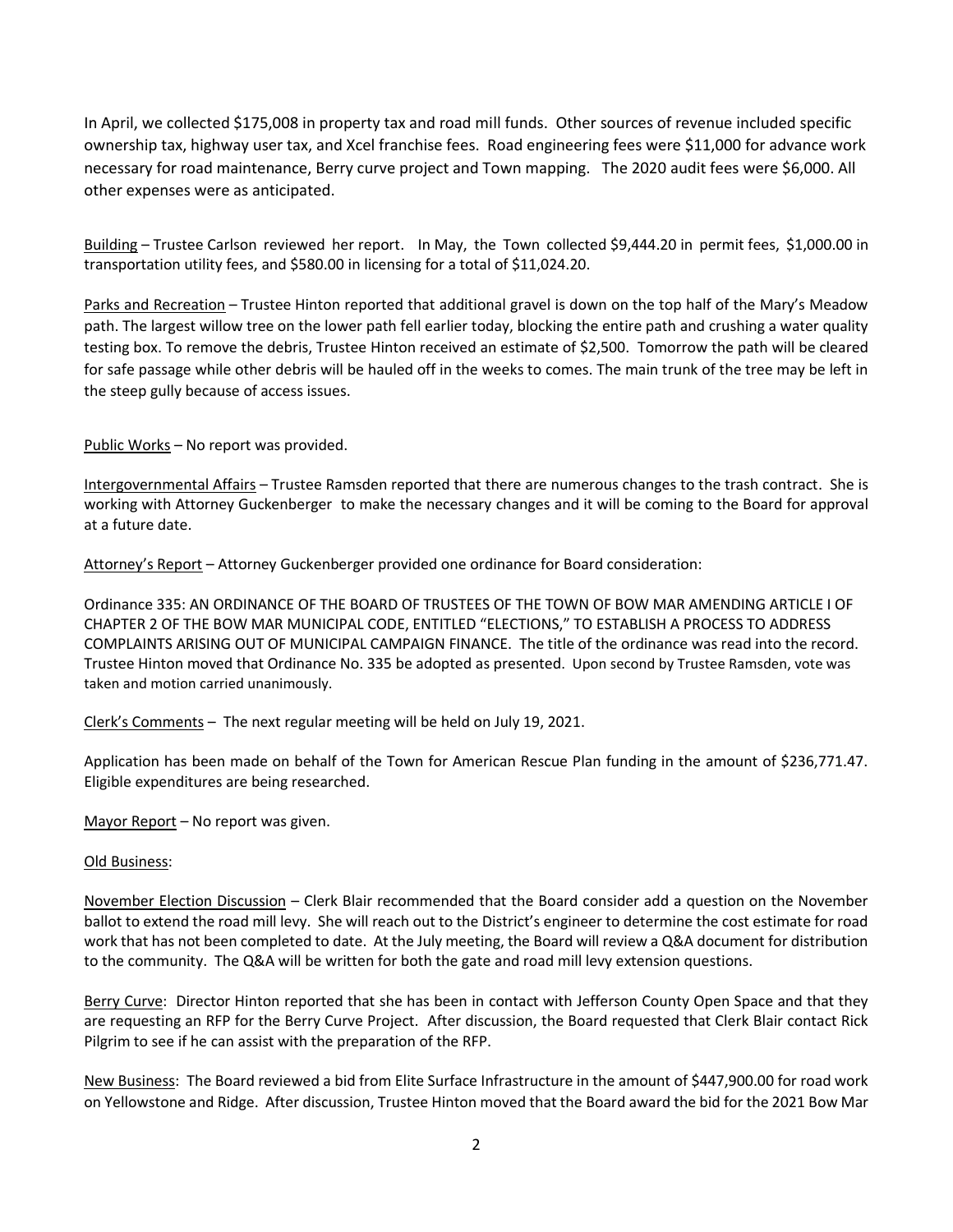In April, we collected $175,008 in property tax and road mill funds. Other sources of revenue included specific ownership tax, highway user tax, and Xcel franchise fees. Road engineering fees were $11,000 for advance work necessary for road maintenance, Berry curve project and Town mapping. The 2020 audit fees were $6,000. All other expenses were as anticipated.

Building – Trustee Carlson reviewed her report. In May, the Town collected $9,444.20 in permit fees, $1,000.00 in transportation utility fees, and $580.00 in licensing for a total of $11,024.20.

Parks and Recreation – Trustee Hinton reported that additional gravel is down on the top half of the Mary's Meadow path. The largest willow tree on the lower path fell earlier today, blocking the entire path and crushing a water quality testing box. To remove the debris, Trustee Hinton received an estimate of $2,500. Tomorrow the path will be cleared for safe passage while other debris will be hauled off in the weeks to comes. The main trunk of the tree may be left in the steep gully because of access issues.

Public Works – No report was provided.

Intergovernmental Affairs – Trustee Ramsden reported that there are numerous changes to the trash contract. She is working with Attorney Guckenberger to make the necessary changes and it will be coming to the Board for approval at a future date.

Attorney's Report – Attorney Guckenberger provided one ordinance for Board consideration:

Ordinance 335: AN ORDINANCE OF THE BOARD OF TRUSTEES OF THE TOWN OF BOW MAR AMENDING ARTICLE I OF CHAPTER 2 OF THE BOW MAR MUNICIPAL CODE, ENTITLED "ELECTIONS," TO ESTABLISH A PROCESS TO ADDRESS COMPLAINTS ARISING OUT OF MUNICIPAL CAMPAIGN FINANCE. The title of the ordinance was read into the record. Trustee Hinton moved that Ordinance No. 335 be adopted as presented. Upon second by Trustee Ramsden, vote was taken and motion carried unanimously.

Clerk's Comments – The next regular meeting will be held on July 19, 2021.

Application has been made on behalf of the Town for American Rescue Plan funding in the amount of $236,771.47. Eligible expenditures are being researched.

Mayor Report – No report was given.

Old Business:

November Election Discussion – Clerk Blair recommended that the Board consider add a question on the November ballot to extend the road mill levy. She will reach out to the District's engineer to determine the cost estimate for road work that has not been completed to date. At the July meeting, the Board will review a Q&A document for distribution to the community. The Q&A will be written for both the gate and road mill levy extension questions.

Berry Curve: Director Hinton reported that she has been in contact with Jefferson County Open Space and that they are requesting an RFP for the Berry Curve Project. After discussion, the Board requested that Clerk Blair contact Rick Pilgrim to see if he can assist with the preparation of the RFP.

New Business: The Board reviewed a bid from Elite Surface Infrastructure in the amount of $447,900.00 for road work on Yellowstone and Ridge. After discussion, Trustee Hinton moved that the Board award the bid for the 2021 Bow Mar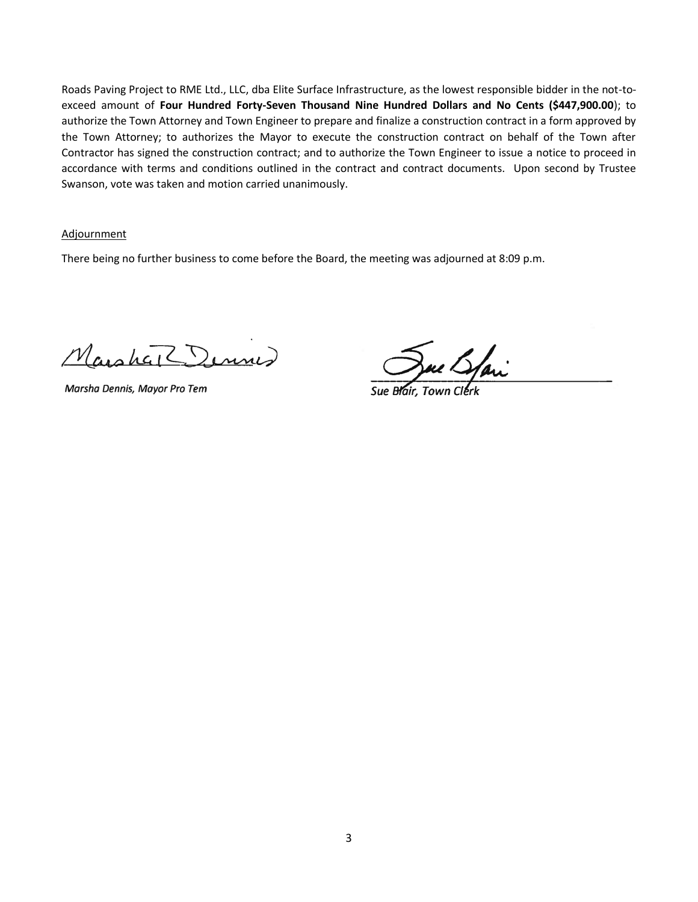Roads Paving Project to RME Ltd., LLC, dba Elite Surface Infrastructure, as the lowest responsible bidder in the not-to-exceed amount of **Four Hundred Forty-Seven Thousand Nine Hundred Dollars and No Cents ($447,900.00**); to authorize the Town Attorney and Town Engineer to prepare and finalize a construction contract in a form approved by the Town Attorney; to authorizes the Mayor to execute the construction contract on behalf of the Town after Contractor has signed the construction contract; and to authorize the Town Engineer to issue a notice to proceed in accordance with terms and conditions outlined in the contract and contract documents. Upon second by Trustee Swanson, vote was taken and motion carried unanimously.

<u>Adjournment</u>

There being no further business to come before the Board, the meeting was adjourned at 8:09 p.m.

*Marsha Dennis, Mayor Pro Tem*

*Sue Blair, Town Clerk*